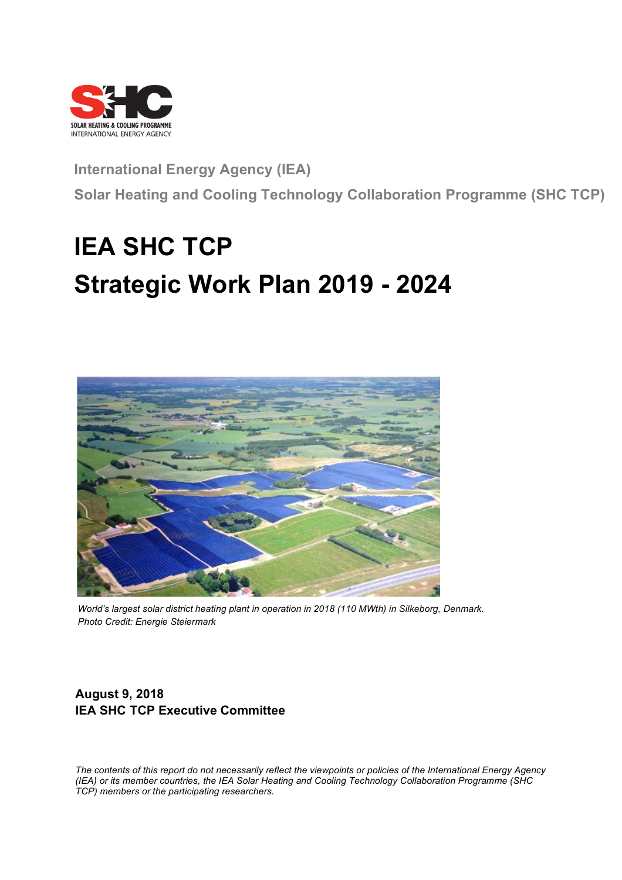International Energy Agency (IEA)

Solar Heating and Cooling Technology Collaboration Programme (SHC TCP)

# IEA SHC TCP
# Strategic Work Plan 2019 - 2024

*World's largest solar district heating plant in operation in 2018 (110 MWth) in Silkeborg, Denmark.*
*Photo Credit: Energie Steiermark*

**August 9, 2018**
**IEA SHC TCP Executive Committee**

*The contents of this report do not necessarily reflect the viewpoints or policies of the International Energy Agency (IEA) or its member countries, the IEA Solar Heating and Cooling Technology Collaboration Programme (SHC TCP) members or the participating researchers.*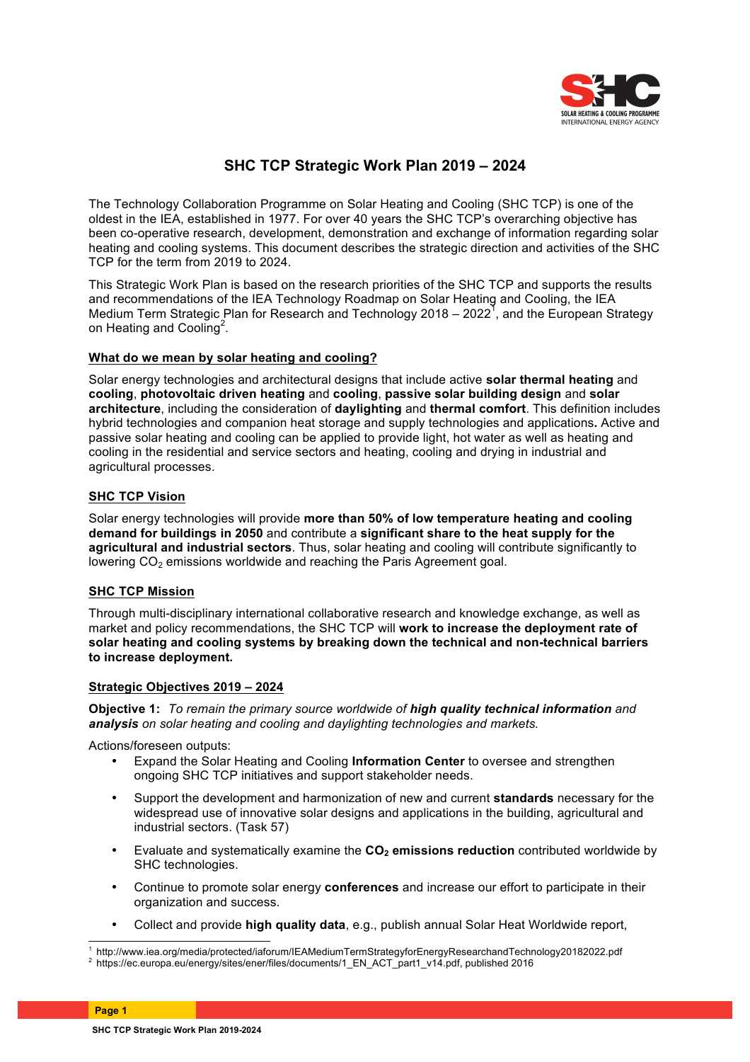# SHC TCP Strategic Work Plan 2019 – 2024

The Technology Collaboration Programme on Solar Heating and Cooling (SHC TCP) is one of the oldest in the IEA, established in 1977. For over 40 years the SHC TCP's overarching objective has been co-operative research, development, demonstration and exchange of information regarding solar heating and cooling systems. This document describes the strategic direction and activities of the SHC TCP for the term from 2019 to 2024.

This Strategic Work Plan is based on the research priorities of the SHC TCP and supports the results and recommendations of the IEA Technology Roadmap on Solar Heating and Cooling, the IEA Medium Term Strategic Plan for Research and Technology 2018 – 2022[1], and the European Strategy on Heating and Cooling[2].

## What do we mean by solar heating and cooling?

Solar energy technologies and architectural designs that include active **solar thermal heating** and **cooling**, **photovoltaic driven heating** and **cooling**, **passive solar building design** and **solar architecture**, including the consideration of **daylighting** and **thermal comfort**. This definition includes hybrid technologies and companion heat storage and supply technologies and applications**.** Active and passive solar heating and cooling can be applied to provide light, hot water as well as heating and cooling in the residential and service sectors and heating, cooling and drying in industrial and agricultural processes.

## SHC TCP Vision

Solar energy technologies will provide **more than 50% of low temperature heating and cooling demand for buildings in 2050** and contribute a **significant share to the heat supply for the agricultural and industrial sectors**. Thus, solar heating and cooling will contribute significantly to lowering $CO_2$ emissions worldwide and reaching the Paris Agreement goal.

## SHC TCP Mission

Through multi-disciplinary international collaborative research and knowledge exchange, as well as market and policy recommendations, the SHC TCP will **work to increase the deployment rate of solar heating and cooling systems by breaking down the technical and non-technical barriers to increase deployment.**

## Strategic Objectives 2019 – 2024

**Objective 1:** *To remain the primary source worldwide of **high quality technical information** and **analysis** on solar heating and cooling and daylighting technologies and markets.*

Actions/foreseen outputs:

- Expand the Solar Heating and Cooling **Information Center** to oversee and strengthen ongoing SHC TCP initiatives and support stakeholder needs.
- Support the development and harmonization of new and current **standards** necessary for the widespread use of innovative solar designs and applications in the building, agricultural and industrial sectors. (Task 57)
- Evaluate and systematically examine the **$CO_2$ emissions reduction** contributed worldwide by SHC technologies.
- Continue to promote solar energy **conferences** and increase our effort to participate in their organization and success.
- Collect and provide **high quality data**, e.g., publish annual Solar Heat Worldwide report,

[1] http://www.iea.org/media/protected/iaforum/IEAMediumTermStrategyforEnergyResearchandTechnology20182022.pdf

[2] https://ec.europa.eu/energy/sites/ener/files/documents/1_EN_ACT_part1_v14.pdf, published 2016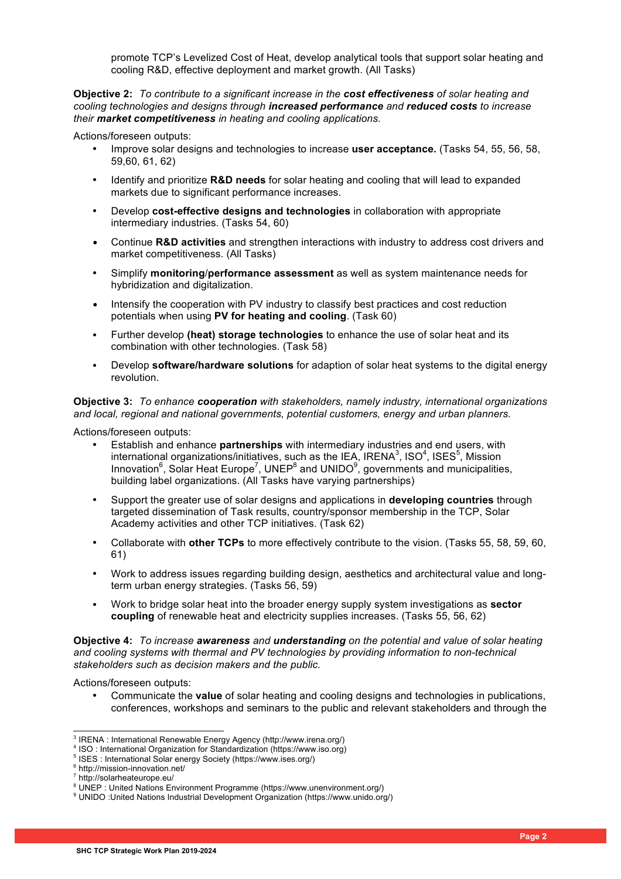promote TCP's Levelized Cost of Heat, develop analytical tools that support solar heating and cooling R&D, effective deployment and market growth. (All Tasks)

**Objective 2:** *To contribute to a significant increase in the* ***cost effectiveness*** *of solar heating and cooling technologies and designs through* ***increased performance*** *and* ***reduced costs*** *to increase their* ***market competitiveness*** *in heating and cooling applications.*

Actions/foreseen outputs:

- Improve solar designs and technologies to increase **user acceptance.** (Tasks 54, 55, 56, 58, 59,60, 61, 62)
- Identify and prioritize **R&D needs** for solar heating and cooling that will lead to expanded markets due to significant performance increases.
- Develop **cost-effective designs and technologies** in collaboration with appropriate intermediary industries. (Tasks 54, 60)
- Continue **R&D activities** and strengthen interactions with industry to address cost drivers and market competitiveness. (All Tasks)
- Simplify **monitoring/performance assessment** as well as system maintenance needs for hybridization and digitalization.
- Intensify the cooperation with PV industry to classify best practices and cost reduction potentials when using **PV for heating and cooling**. (Task 60)
- Further develop **(heat) storage technologies** to enhance the use of solar heat and its combination with other technologies. (Task 58)
- Develop **software/hardware solutions** for adaption of solar heat systems to the digital energy revolution.

**Objective 3:** *To enhance* ***cooperation*** *with stakeholders, namely industry, international organizations and local, regional and national governments, potential customers, energy and urban planners.*

Actions/foreseen outputs:

- Establish and enhance **partnerships** with intermediary industries and end users, with international organizations/initiatives, such as the IEA, IRENA[3], ISO[4], ISES[5], Mission Innovation[6], Solar Heat Europe[7], UNEP[8] and UNIDO[9], governments and municipalities, building label organizations. (All Tasks have varying partnerships)
- Support the greater use of solar designs and applications in **developing countries** through targeted dissemination of Task results, country/sponsor membership in the TCP, Solar Academy activities and other TCP initiatives. (Task 62)
- Collaborate with **other TCPs** to more effectively contribute to the vision. (Tasks 55, 58, 59, 60, 61)
- Work to address issues regarding building design, aesthetics and architectural value and long-term urban energy strategies. (Tasks 56, 59)
- Work to bridge solar heat into the broader energy supply system investigations as **sector coupling** of renewable heat and electricity supplies increases. (Tasks 55, 56, 62)

**Objective 4:** *To increase* ***awareness*** *and* ***understanding*** *on the potential and value of solar heating and cooling systems with thermal and PV technologies by providing information to non-technical stakeholders such as decision makers and the public.*

Actions/foreseen outputs:

- Communicate the **value** of solar heating and cooling designs and technologies in publications, conferences, workshops and seminars to the public and relevant stakeholders and through the

---

[3] IRENA : International Renewable Energy Agency (http://www.irena.org/)
[4] ISO : International Organization for Standardization (https://www.iso.org)
[5] ISES : International Solar energy Society (https://www.ises.org/)
[6] http://mission-innovation.net/
[7] http://solarheateurope.eu/
[8] UNEP : United Nations Environment Programme (https://www.unenvironment.org/)
[9] UNIDO :United Nations Industrial Development Organization (https://www.unido.org/)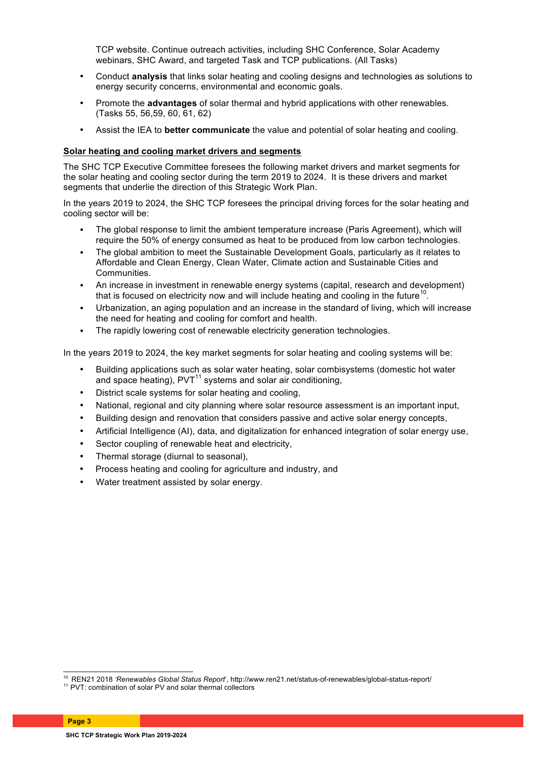TCP website. Continue outreach activities, including SHC Conference, Solar Academy webinars, SHC Award, and targeted Task and TCP publications. (All Tasks)

- Conduct **analysis** that links solar heating and cooling designs and technologies as solutions to energy security concerns, environmental and economic goals.
- Promote the **advantages** of solar thermal and hybrid applications with other renewables. (Tasks 55, 56,59, 60, 61, 62)
- Assist the IEA to **better communicate** the value and potential of solar heating and cooling.

**Solar heating and cooling market drivers and segments**

The SHC TCP Executive Committee foresees the following market drivers and market segments for the solar heating and cooling sector during the term 2019 to 2024. It is these drivers and market segments that underlie the direction of this Strategic Work Plan.

In the years 2019 to 2024, the SHC TCP foresees the principal driving forces for the solar heating and cooling sector will be:

- The global response to limit the ambient temperature increase (Paris Agreement), which will require the 50% of energy consumed as heat to be produced from low carbon technologies.
- The global ambition to meet the Sustainable Development Goals, particularly as it relates to Affordable and Clean Energy, Clean Water, Climate action and Sustainable Cities and Communities.
- An increase in investment in renewable energy systems (capital, research and development) that is focused on electricity now and will include heating and cooling in the future[10].
- Urbanization, an aging population and an increase in the standard of living, which will increase the need for heating and cooling for comfort and health.
- The rapidly lowering cost of renewable electricity generation technologies.

In the years 2019 to 2024, the key market segments for solar heating and cooling systems will be:

- Building applications such as solar water heating, solar combisystems (domestic hot water and space heating), PVT[11] systems and solar air conditioning,
- District scale systems for solar heating and cooling,
- National, regional and city planning where solar resource assessment is an important input,
- Building design and renovation that considers passive and active solar energy concepts,
- Artificial Intelligence (AI), data, and digitalization for enhanced integration of solar energy use,
- Sector coupling of renewable heat and electricity,
- Thermal storage (diurnal to seasonal),
- Process heating and cooling for agriculture and industry, and
- Water treatment assisted by solar energy.

[10] REN21 2018 *'Renewables Global Status Report'*, http://www.ren21.net/status-of-renewables/global-status-report/

[11] PVT: combination of solar PV and solar thermal collectors